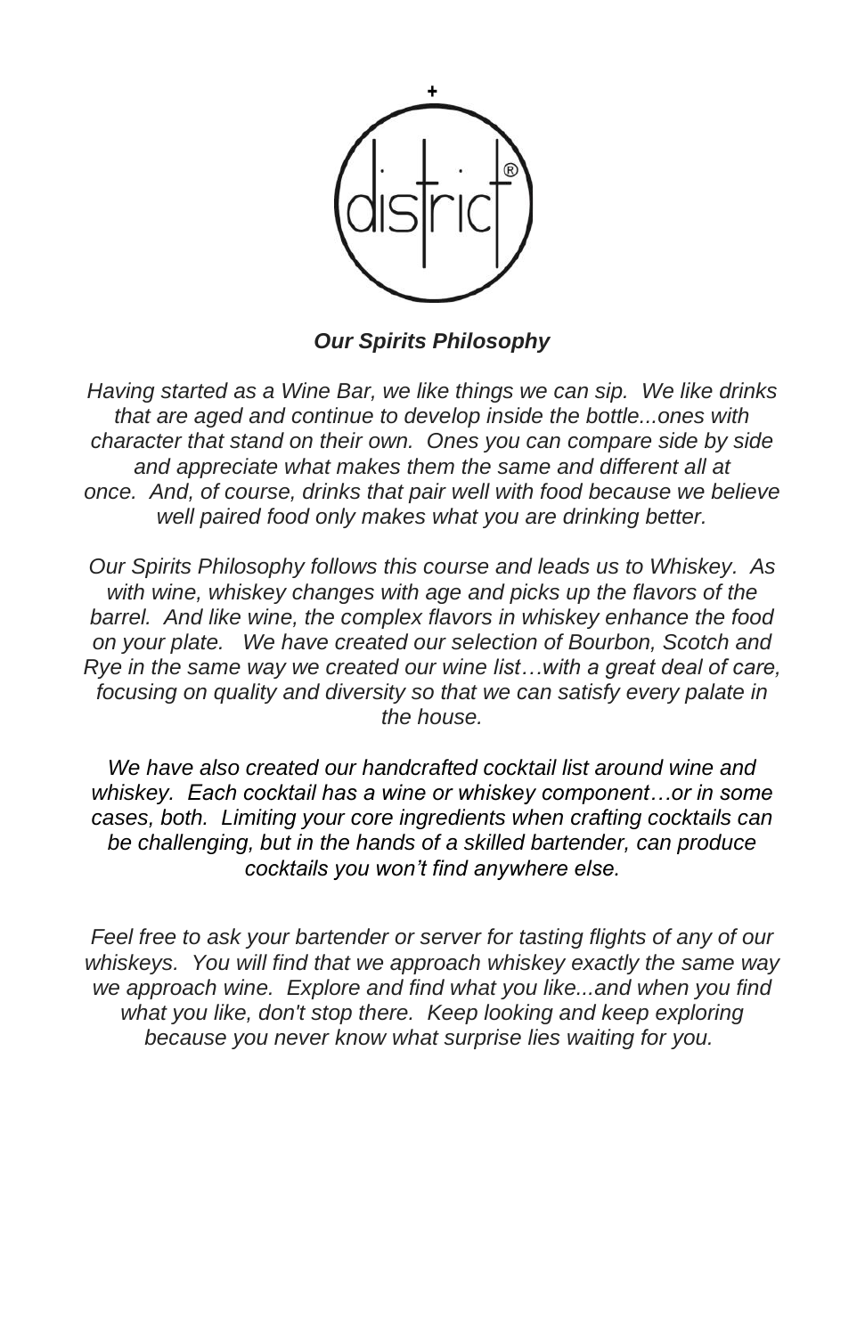## *Our Spirits Philosophy*

*Having started as a Wine Bar, we like things we can sip. We like drinks that are aged and continue to develop inside the bottle...ones with character that stand on their own. Ones you can compare side by side and appreciate what makes them the same and different all at once. And, of course, drinks that pair well with food because we believe well paired food only makes what you are drinking better.*

*Our Spirits Philosophy follows this course and leads us to Whiskey. As with wine, whiskey changes with age and picks up the flavors of the barrel. And like wine, the complex flavors in whiskey enhance the food on your plate. We have created our selection of Bourbon, Scotch and Rye in the same way we created our wine list…with a great deal of care, focusing on quality and diversity so that we can satisfy every palate in the house.*

*We have also created our handcrafted cocktail list around wine and whiskey. Each cocktail has a wine or whiskey component…or in some cases, both. Limiting your core ingredients when crafting cocktails can be challenging, but in the hands of a skilled bartender, can produce cocktails you won't find anywhere else.*

*Feel free to ask your bartender or server for tasting flights of any of our whiskeys. You will find that we approach whiskey exactly the same way we approach wine. Explore and find what you like...and when you find what you like, don't stop there. Keep looking and keep exploring because you never know what surprise lies waiting for you.*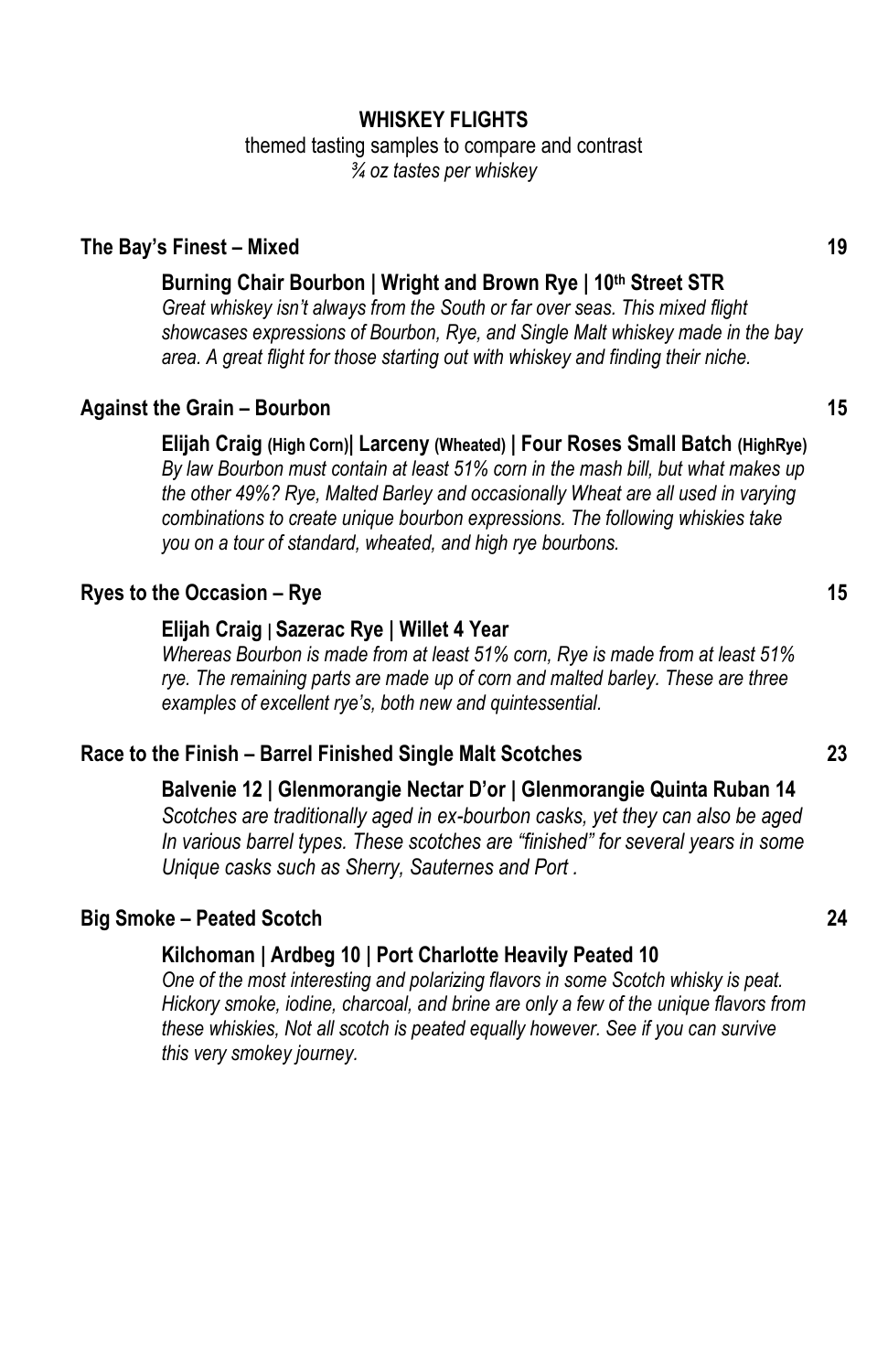# WHISKEY FLIGHTS

themed tasting samples to compare and contrast

*¾ oz tastes per whiskey*

## The Bay's Finest – Mixed — 19

**Burning Chair Bourbon | Wright and Brown Rye | 10th Street STR**

*Great whiskey isn't always from the South or far over seas. This mixed flight showcases expressions of Bourbon, Rye, and Single Malt whiskey made in the bay area. A great flight for those starting out with whiskey and finding their niche.*

## Against the Grain – Bourbon — 15

**Elijah Craig (High Corn)| Larceny (Wheated) | Four Roses Small Batch (HighRye)**

*By law Bourbon must contain at least 51% corn in the mash bill, but what makes up the other 49%? Rye, Malted Barley and occasionally Wheat are all used in varying combinations to create unique bourbon expressions. The following whiskies take you on a tour of standard, wheated, and high rye bourbons.*

## Ryes to the Occasion – Rye — 15

**Elijah Craig | Sazerac Rye | Willet 4 Year**

*Whereas Bourbon is made from at least 51% corn, Rye is made from at least 51% rye. The remaining parts are made up of corn and malted barley. These are three examples of excellent rye's, both new and quintessential.*

## Race to the Finish – Barrel Finished Single Malt Scotches — 23

**Balvenie 12 | Glenmorangie Nectar D'or | Glenmorangie Quinta Ruban 14**

*Scotches are traditionally aged in ex-bourbon casks, yet they can also be aged In various barrel types. These scotches are "finished" for several years in some Unique casks such as Sherry, Sauternes and Port .*

## Big Smoke – Peated Scotch — 24

**Kilchoman | Ardbeg 10 | Port Charlotte Heavily Peated 10**

*One of the most interesting and polarizing flavors in some Scotch whisky is peat. Hickory smoke, iodine, charcoal, and brine are only a few of the unique flavors from these whiskies, Not all scotch is peated equally however. See if you can survive this very smokey journey.*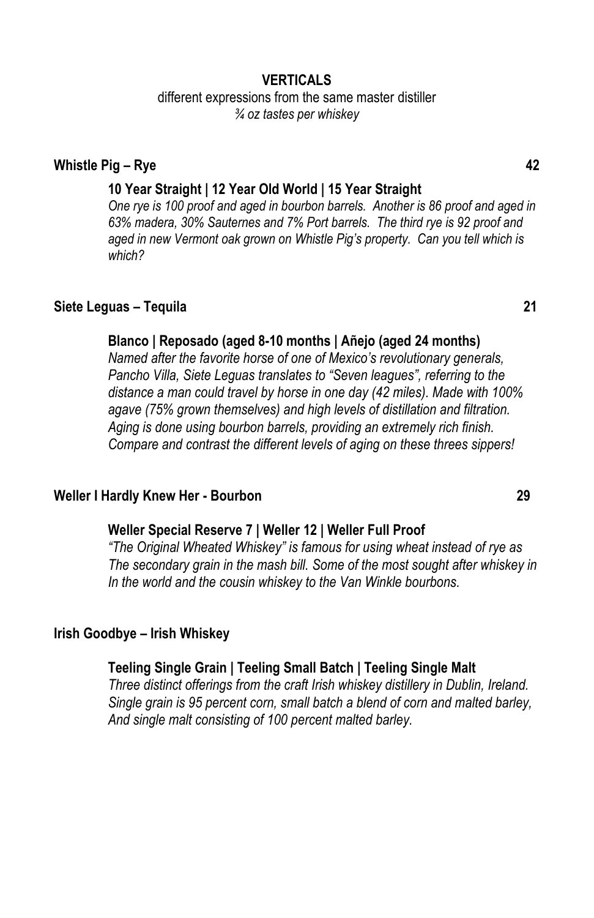## VERTICALS

different expressions from the same master distiller

*¾ oz tastes per whiskey*

### Whistle Pig – Rye 42

**10 Year Straight | 12 Year Old World | 15 Year Straight**

*One rye is 100 proof and aged in bourbon barrels. Another is 86 proof and aged in 63% madera, 30% Sauternes and 7% Port barrels. The third rye is 92 proof and aged in new Vermont oak grown on Whistle Pig's property. Can you tell which is which?*

### Siete Leguas – Tequila 21

**Blanco | Reposado (aged 8-10 months | Añejo (aged 24 months)**

*Named after the favorite horse of one of Mexico's revolutionary generals, Pancho Villa, Siete Leguas translates to "Seven leagues", referring to the distance a man could travel by horse in one day (42 miles). Made with 100% agave (75% grown themselves) and high levels of distillation and filtration. Aging is done using bourbon barrels, providing an extremely rich finish. Compare and contrast the different levels of aging on these threes sippers!*

### Weller I Hardly Knew Her - Bourbon 29

**Weller Special Reserve 7 | Weller 12 | Weller Full Proof**

*"The Original Wheated Whiskey" is famous for using wheat instead of rye as The secondary grain in the mash bill. Some of the most sought after whiskey in In the world and the cousin whiskey to the Van Winkle bourbons.*

### Irish Goodbye – Irish Whiskey

**Teeling Single Grain | Teeling Small Batch | Teeling Single Malt**

*Three distinct offerings from the craft Irish whiskey distillery in Dublin, Ireland. Single grain is 95 percent corn, small batch a blend of corn and malted barley, And single malt consisting of 100 percent malted barley.*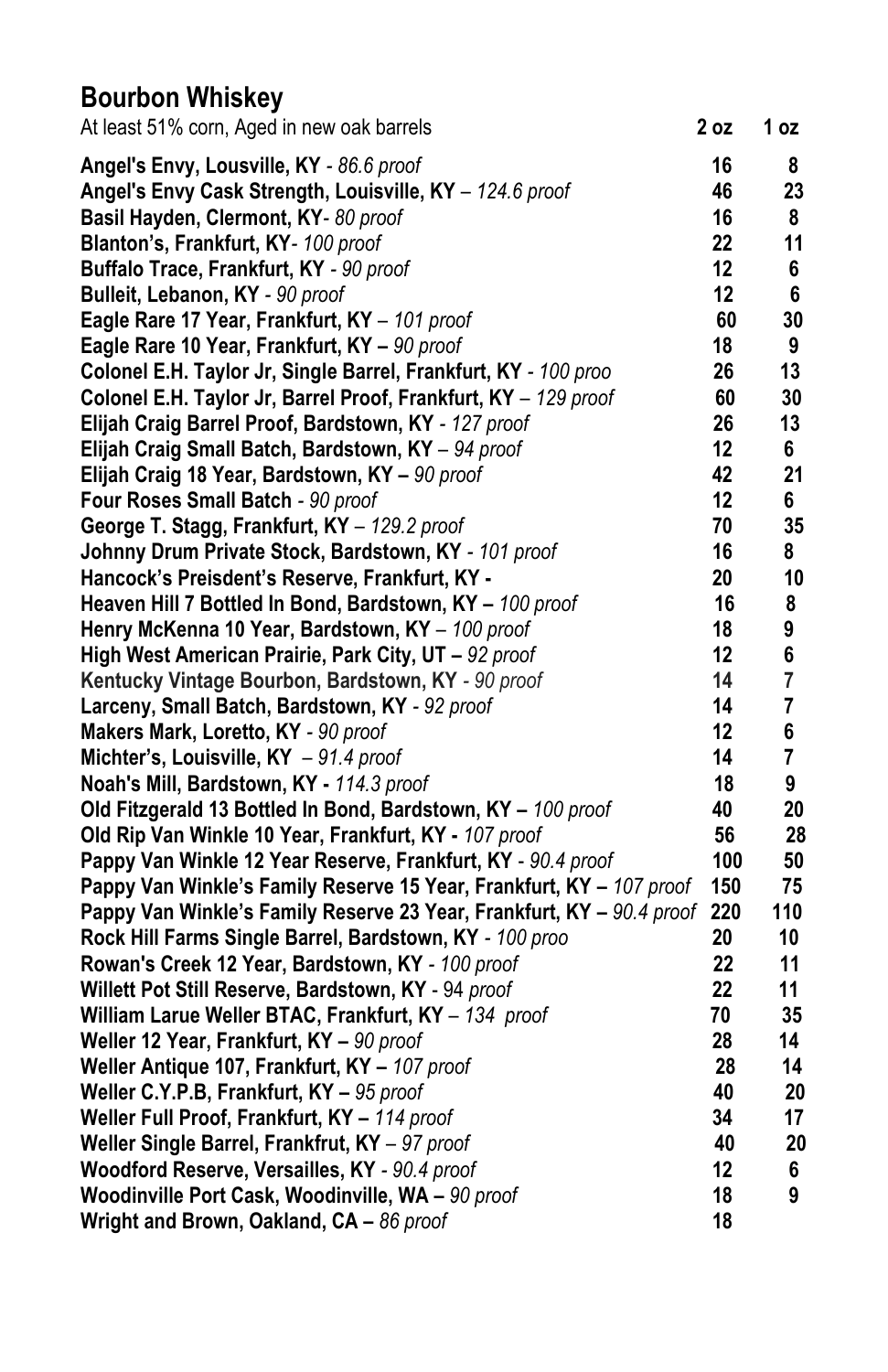## Bourbon Whiskey

| At least 51% corn, Aged in new oak barrels | 2 oz | 1 oz |
|---|---|---|
| **Angel's Envy, Lousville, KY** - *86.6 proof* | 16 | 8 |
| **Angel's Envy Cask Strength, Louisville, KY** – *124.6 proof* | 46 | 23 |
| **Basil Hayden, Clermont, KY**- *80 proof* | 16 | 8 |
| **Blanton's, Frankfurt, KY**- *100 proof* | 22 | 11 |
| **Buffalo Trace, Frankfurt, KY** - *90 proof* | 12 | 6 |
| **Bulleit, Lebanon, KY** - *90 proof* | 12 | 6 |
| **Eagle Rare 17 Year, Frankfurt, KY** – *101 proof* | 60 | 30 |
| **Eagle Rare 10 Year, Frankfurt, KY –** *90 proof* | 18 | 9 |
| **Colonel E.H. Taylor Jr, Single Barrel, Frankfurt, KY** - *100 proo* | 26 | 13 |
| **Colonel E.H. Taylor Jr, Barrel Proof, Frankfurt, KY** – *129 proof* | 60 | 30 |
| **Elijah Craig Barrel Proof, Bardstown, KY** - *127 proof* | 26 | 13 |
| **Elijah Craig Small Batch, Bardstown, KY** – *94 proof* | 12 | 6 |
| **Elijah Craig 18 Year, Bardstown, KY –** *90 proof* | 42 | 21 |
| **Four Roses Small Batch** - *90 proof* | 12 | 6 |
| **George T. Stagg, Frankfurt, KY** – *129.2 proof* | 70 | 35 |
| **Johnny Drum Private Stock, Bardstown, KY** - *101 proof* | 16 | 8 |
| **Hancock's Preisdent's Reserve, Frankfurt, KY -** | 20 | 10 |
| **Heaven Hill 7 Bottled In Bond, Bardstown, KY –** *100 proof* | 16 | 8 |
| **Henry McKenna 10 Year, Bardstown, KY** – *100 proof* | 18 | 9 |
| **High West American Prairie, Park City, UT –** *92 proof* | 12 | 6 |
| **Kentucky Vintage Bourbon, Bardstown, KY** - *90 proof* | 14 | 7 |
| **Larceny, Small Batch, Bardstown, KY** - *92 proof* | 14 | 7 |
| **Makers Mark, Loretto, KY** - *90 proof* | 12 | 6 |
| **Michter's, Louisville, KY** – *91.4 proof* | 14 | 7 |
| **Noah's Mill, Bardstown, KY -** *114.3 proof* | 18 | 9 |
| **Old Fitzgerald 13 Bottled In Bond, Bardstown, KY –** *100 proof* | 40 | 20 |
| **Old Rip Van Winkle 10 Year, Frankfurt, KY -** *107 proof* | 56 | 28 |
| **Pappy Van Winkle 12 Year Reserve, Frankfurt, KY** - *90.4 proof* | 100 | 50 |
| **Pappy Van Winkle's Family Reserve 15 Year, Frankfurt, KY –** *107 proof* | 150 | 75 |
| **Pappy Van Winkle's Family Reserve 23 Year, Frankfurt, KY –** *90.4 proof* | 220 | 110 |
| **Rock Hill Farms Single Barrel, Bardstown, KY** - *100 proo* | 20 | 10 |
| **Rowan's Creek 12 Year, Bardstown, KY** - *100 proof* | 22 | 11 |
| **Willett Pot Still Reserve, Bardstown, KY** - 94 *proof* | 22 | 11 |
| **William Larue Weller BTAC, Frankfurt, KY** – *134 proof* | 70 | 35 |
| **Weller 12 Year, Frankfurt, KY –** *90 proof* | 28 | 14 |
| **Weller Antique 107, Frankfurt, KY –** *107 proof* | 28 | 14 |
| **Weller C.Y.P.B, Frankfurt, KY –** *95 proof* | 40 | 20 |
| **Weller Full Proof, Frankfurt, KY –** *114 proof* | 34 | 17 |
| **Weller Single Barrel, Frankfrut, KY** – *97 proof* | 40 | 20 |
| **Woodford Reserve, Versailles, KY** - *90.4 proof* | 12 | 6 |
| **Woodinville Port Cask, Woodinville, WA –** *90 proof* | 18 | 9 |
| **Wright and Brown, Oakland, CA –** *86 proof* | 18 | |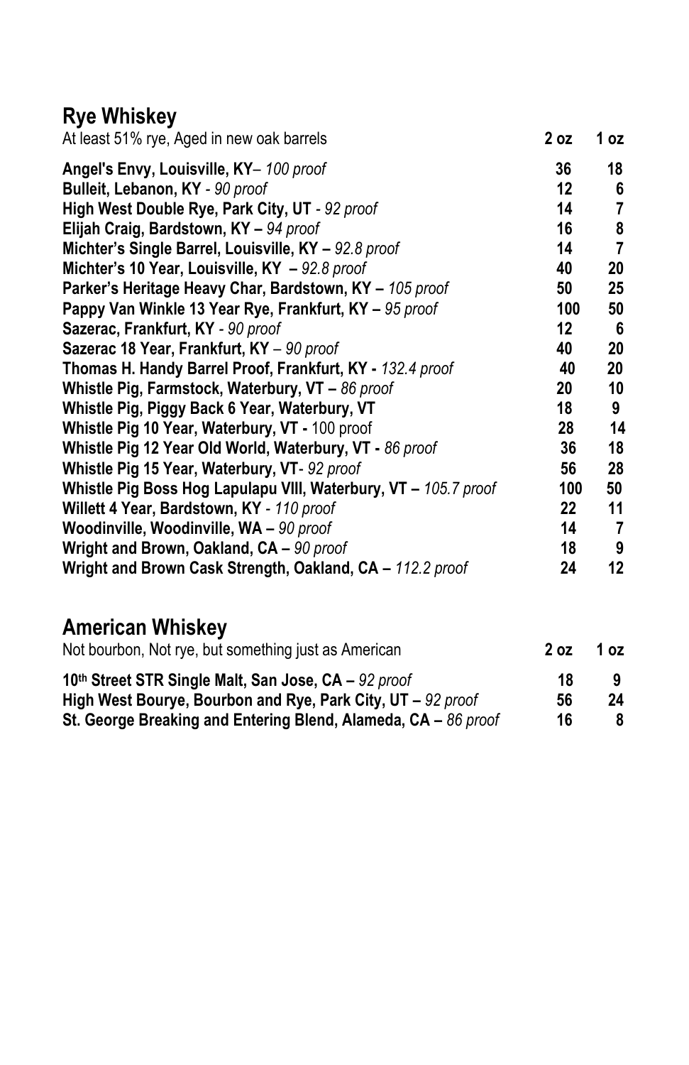## Rye Whiskey

| At least 51% rye, Aged in new oak barrels | 2 oz | 1 oz |
|---|---|---|
| **Angel's Envy, Louisville, KY**– *100 proof* | 36 | 18 |
| **Bulleit, Lebanon, KY** - *90 proof* | 12 | 6 |
| **High West Double Rye, Park City, UT** - *92 proof* | 14 | 7 |
| **Elijah Craig, Bardstown, KY –** *94 proof* | 16 | 8 |
| **Michter's Single Barrel, Louisville, KY –** *92.8 proof* | 14 | 7 |
| **Michter's 10 Year, Louisville, KY –** *92.8 proof* | 40 | 20 |
| **Parker's Heritage Heavy Char, Bardstown, KY –** *105 proof* | 50 | 25 |
| **Pappy Van Winkle 13 Year Rye, Frankfurt, KY –** *95 proof* | 100 | 50 |
| **Sazerac, Frankfurt, KY** - *90 proof* | 12 | 6 |
| **Sazerac 18 Year, Frankfurt, KY** – *90 proof* | 40 | 20 |
| **Thomas H. Handy Barrel Proof, Frankfurt, KY -** *132.4 proof* | 40 | 20 |
| **Whistle Pig, Farmstock, Waterbury, VT –** *86 proof* | 20 | 10 |
| **Whistle Pig, Piggy Back 6 Year, Waterbury, VT** | 18 | 9 |
| **Whistle Pig 10 Year, Waterbury, VT -** 100 proof | 28 | 14 |
| **Whistle Pig 12 Year Old World, Waterbury, VT -** *86 proof* | 36 | 18 |
| **Whistle Pig 15 Year, Waterbury, VT**- *92 proof* | 56 | 28 |
| **Whistle Pig Boss Hog Lapulapu VIII, Waterbury, VT –** *105.7 proof* | 100 | 50 |
| **Willett 4 Year, Bardstown, KY** - *110 proof* | 22 | 11 |
| **Woodinville, Woodinville, WA –** *90 proof* | 14 | 7 |
| **Wright and Brown, Oakland, CA –** *90 proof* | 18 | 9 |
| **Wright and Brown Cask Strength, Oakland, CA –** *112.2 proof* | 24 | 12 |

## American Whiskey

| Not bourbon, Not rye, but something just as American | 2 oz | 1 oz |
|---|---|---|
| **10th Street STR Single Malt, San Jose, CA –** *92 proof* | 18 | 9 |
| **High West Bourye, Bourbon and Rye, Park City, UT –** *92 proof* | 56 | 24 |
| **St. George Breaking and Entering Blend, Alameda, CA –** *86 proof* | 16 | 8 |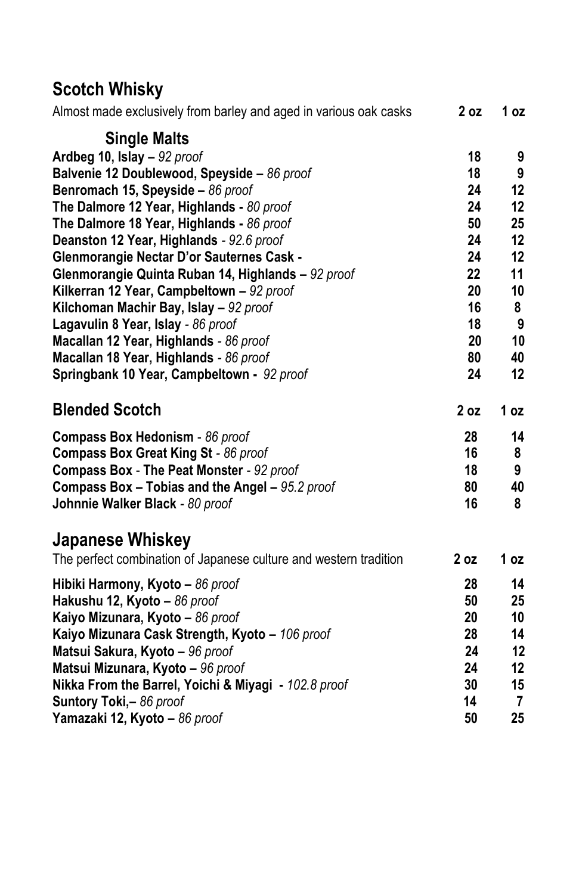## Scotch Whisky

| Almost made exclusively from barley and aged in various oak casks | 2 oz | 1 oz |
|---|---|---|
| **Single Malts** | | |
| **Ardbeg 10, Islay –** *92 proof* | 18 | 9 |
| **Balvenie 12 Doublewood, Speyside –** *86 proof* | 18 | 9 |
| **Benromach 15, Speyside –** *86 proof* | 24 | 12 |
| **The Dalmore 12 Year, Highlands -** *80 proof* | 24 | 12 |
| **The Dalmore 18 Year, Highlands -** *86 proof* | 50 | 25 |
| **Deanston 12 Year, Highlands** - *92.6 proof* | 24 | 12 |
| **Glenmorangie Nectar D'or Sauternes Cask -** | 24 | 12 |
| **Glenmorangie Quinta Ruban 14, Highlands –** *92 proof* | 22 | 11 |
| **Kilkerran 12 Year, Campbeltown –** *92 proof* | 20 | 10 |
| **Kilchoman Machir Bay, Islay –** *92 proof* | 16 | 8 |
| **Lagavulin 8 Year, Islay** - *86 proof* | 18 | 9 |
| **Macallan 12 Year, Highlands** - *86 proof* | 20 | 10 |
| **Macallan 18 Year, Highlands** - *86 proof* | 80 | 40 |
| **Springbank 10 Year, Campbeltown -** *92 proof* | 24 | 12 |

## Blended Scotch

| | 2 oz | 1 oz |
|---|---|---|
| **Compass Box Hedonism** - *86 proof* | 28 | 14 |
| **Compass Box Great King St** - *86 proof* | 16 | 8 |
| **Compass Box** - **The Peat Monster** - *92 proof* | 18 | 9 |
| **Compass Box – Tobias and the Angel –** *95.2 proof* | 80 | 40 |
| **Johnnie Walker Black** - *80 proof* | 16 | 8 |

## Japanese Whiskey

| The perfect combination of Japanese culture and western tradition | 2 oz | 1 oz |
|---|---|---|
| **Hibiki Harmony, Kyoto –** *86 proof* | 28 | 14 |
| **Hakushu 12, Kyoto –** *86 proof* | 50 | 25 |
| **Kaiyo Mizunara, Kyoto –** *86 proof* | 20 | 10 |
| **Kaiyo Mizunara Cask Strength, Kyoto –** *106 proof* | 28 | 14 |
| **Matsui Sakura, Kyoto –** *96 proof* | 24 | 12 |
| **Matsui Mizunara, Kyoto –** *96 proof* | 24 | 12 |
| **Nikka From the Barrel, Yoichi & Miyagi -** *102.8 proof* | 30 | 15 |
| **Suntory Toki,–** *86 proof* | 14 | 7 |
| **Yamazaki 12, Kyoto –** *86 proof* | 50 | 25 |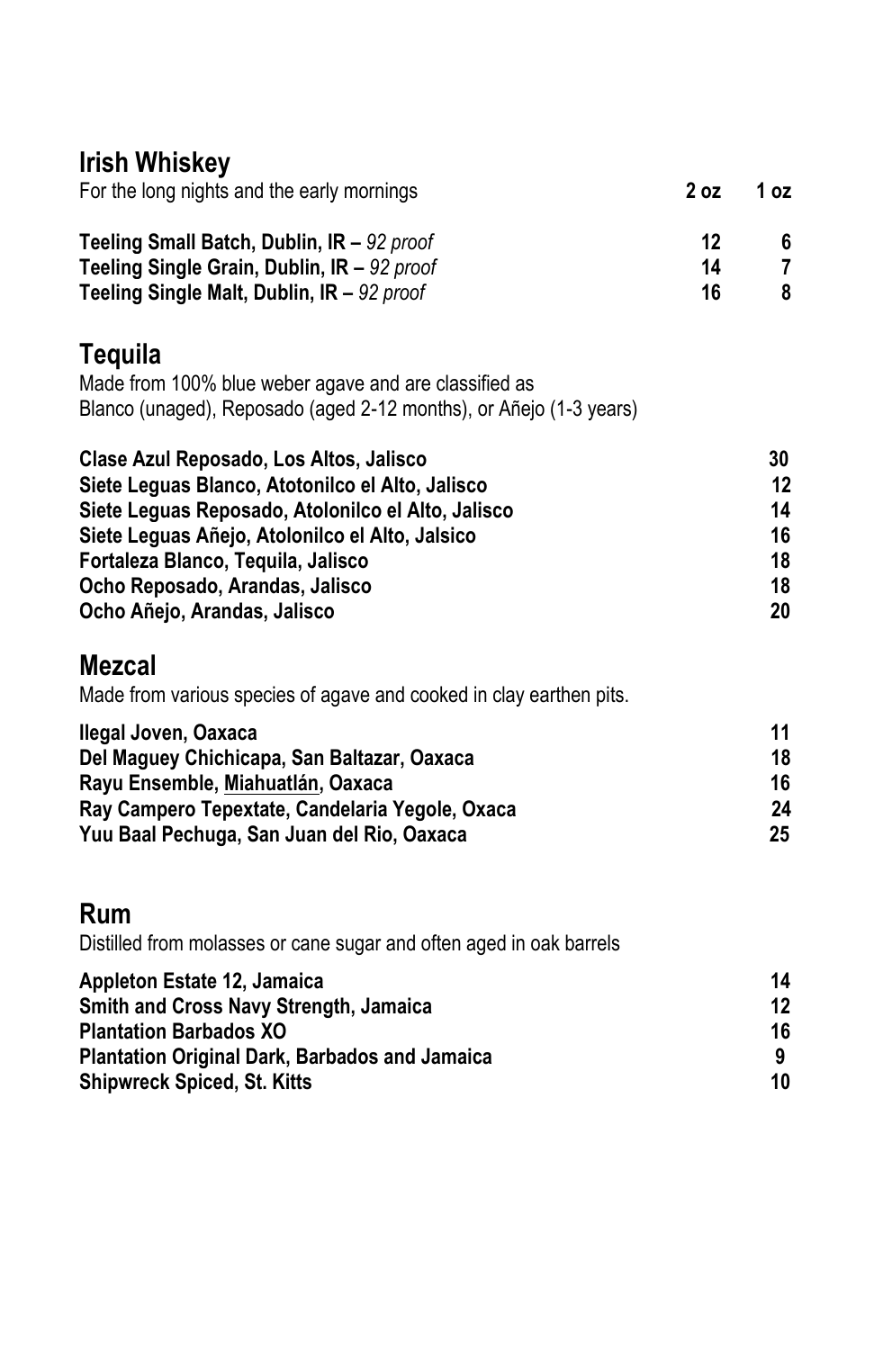## Irish Whiskey

| For the long nights and the early mornings | 2 oz | 1 oz |
|---|---|---|
| **Teeling Small Batch, Dublin, IR –** *92 proof* | **12** | **6** |
| **Teeling Single Grain, Dublin, IR –** *92 proof* | **14** | **7** |
| **Teeling Single Malt, Dublin, IR –** *92 proof* | **16** | **8** |

## Tequila

Made from 100% blue weber agave and are classified as
Blanco (unaged), Reposado (aged 2-12 months), or Añejo (1-3 years)

| | |
|---|---|
| **Clase Azul Reposado, Los Altos, Jalisco** | **30** |
| **Siete Leguas Blanco, Atotonilco el Alto, Jalisco** | **12** |
| **Siete Leguas Reposado, Atolonilco el Alto, Jalisco** | **14** |
| **Siete Leguas Añejo, Atolonilco el Alto, Jalsico** | **16** |
| **Fortaleza Blanco, Tequila, Jalisco** | **18** |
| **Ocho Reposado, Arandas, Jalisco** | **18** |
| **Ocho Añejo, Arandas, Jalisco** | **20** |

## Mezcal

Made from various species of agave and cooked in clay earthen pits.

| | |
|---|---|
| **Ilegal Joven, Oaxaca** | **11** |
| **Del Maguey Chichicapa, San Baltazar, Oaxaca** | **18** |
| **Rayu Ensemble, Miahuatlán, Oaxaca** | **16** |
| **Ray Campero Tepextate, Candelaria Yegole, Oxaca** | **24** |
| **Yuu Baal Pechuga, San Juan del Rio, Oaxaca** | **25** |

## Rum

Distilled from molasses or cane sugar and often aged in oak barrels

| | |
|---|---|
| **Appleton Estate 12, Jamaica** | **14** |
| **Smith and Cross Navy Strength, Jamaica** | **12** |
| **Plantation Barbados XO** | **16** |
| **Plantation Original Dark, Barbados and Jamaica** | **9** |
| **Shipwreck Spiced, St. Kitts** | **10** |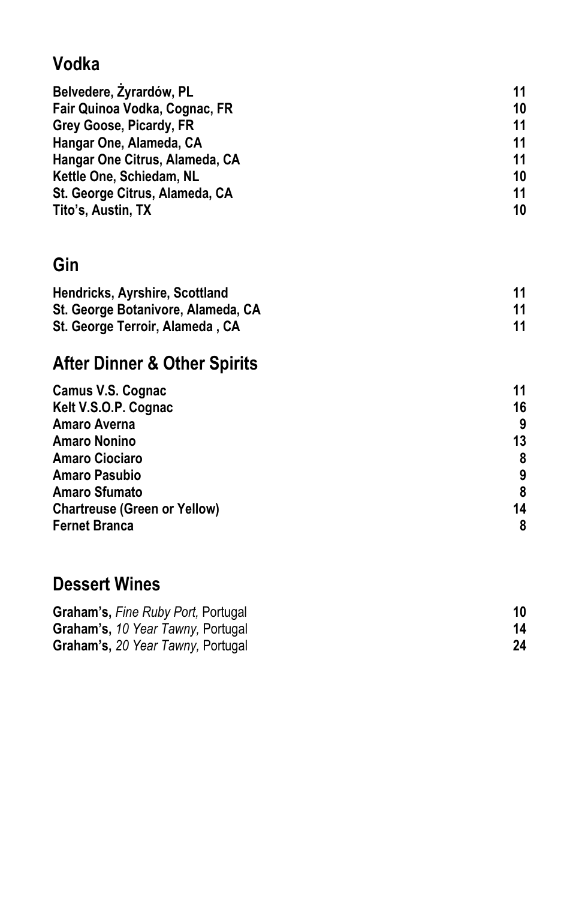## Vodka

| | |
|---|---|
| **Belvedere, Żyrardów, PL** | **11** |
| **Fair Quinoa Vodka, Cognac, FR** | **10** |
| **Grey Goose, Picardy, FR** | **11** |
| **Hangar One, Alameda, CA** | **11** |
| **Hangar One Citrus, Alameda, CA** | **11** |
| **Kettle One, Schiedam, NL** | **10** |
| **St. George Citrus, Alameda, CA** | **11** |
| **Tito's, Austin, TX** | **10** |

## Gin

| | |
|---|---|
| **Hendricks, Ayrshire, Scottland** | **11** |
| **St. George Botanivore, Alameda, CA** | **11** |
| **St. George Terroir, Alameda , CA** | **11** |

## After Dinner & Other Spirits

| | |
|---|---|
| **Camus V.S. Cognac** | **11** |
| **Kelt V.S.O.P. Cognac** | **16** |
| **Amaro Averna** | **9** |
| **Amaro Nonino** | **13** |
| **Amaro Ciociaro** | **8** |
| **Amaro Pasubio** | **9** |
| **Amaro Sfumato** | **8** |
| **Chartreuse (Green or Yellow)** | **14** |
| **Fernet Branca** | **8** |

## Dessert Wines

| | |
|---|---|
| **Graham's,** *Fine Ruby Port,* Portugal | **10** |
| **Graham's,** *10 Year Tawny,* Portugal | **14** |
| **Graham's,** *20 Year Tawny,* Portugal | **24** |